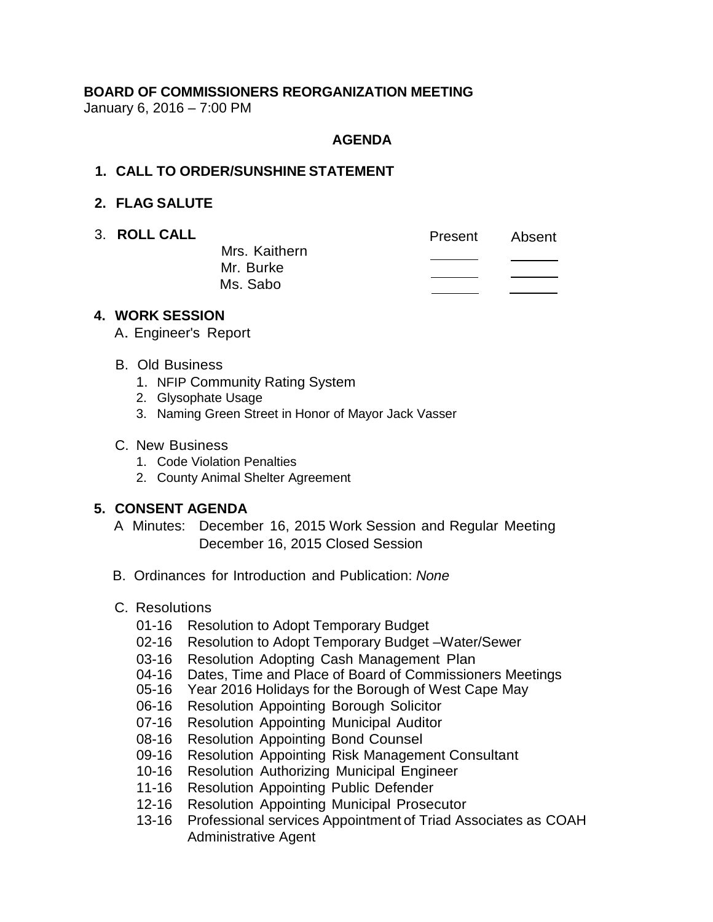**BOARD OF COMMISSIONERS REORGANIZATION MEETING**
January 6, 2016 – 7:00 PM

## AGENDA

### 1. CALL TO ORDER/SUNSHINE STATEMENT

### 2. FLAG SALUTE

### 3. ROLL CALL

| | Present | Absent |
|---|---|---|
| Mrs. Kaithern | ______ | ______ |
| Mr. Burke | ______ | ______ |
| Ms. Sabo | ______ | ______ |

### 4. WORK SESSION

A. Engineer's Report

B. Old Business
1. NFIP Community Rating System
2. Glysophate Usage
3. Naming Green Street in Honor of Mayor Jack Vasser

C. New Business
1. Code Violation Penalties
2. County Animal Shelter Agreement

### 5. CONSENT AGENDA

A Minutes: December 16, 2015 Work Session and Regular Meeting
December 16, 2015 Closed Session

B. Ordinances for Introduction and Publication: *None*

C. Resolutions

- 01-16 Resolution to Adopt Temporary Budget
- 02-16 Resolution to Adopt Temporary Budget –Water/Sewer
- 03-16 Resolution Adopting Cash Management Plan
- 04-16 Dates, Time and Place of Board of Commissioners Meetings
- 05-16 Year 2016 Holidays for the Borough of West Cape May
- 06-16 Resolution Appointing Borough Solicitor
- 07-16 Resolution Appointing Municipal Auditor
- 08-16 Resolution Appointing Bond Counsel
- 09-16 Resolution Appointing Risk Management Consultant
- 10-16 Resolution Authorizing Municipal Engineer
- 11-16 Resolution Appointing Public Defender
- 12-16 Resolution Appointing Municipal Prosecutor
- 13-16 Professional services Appointment of Triad Associates as COAH Administrative Agent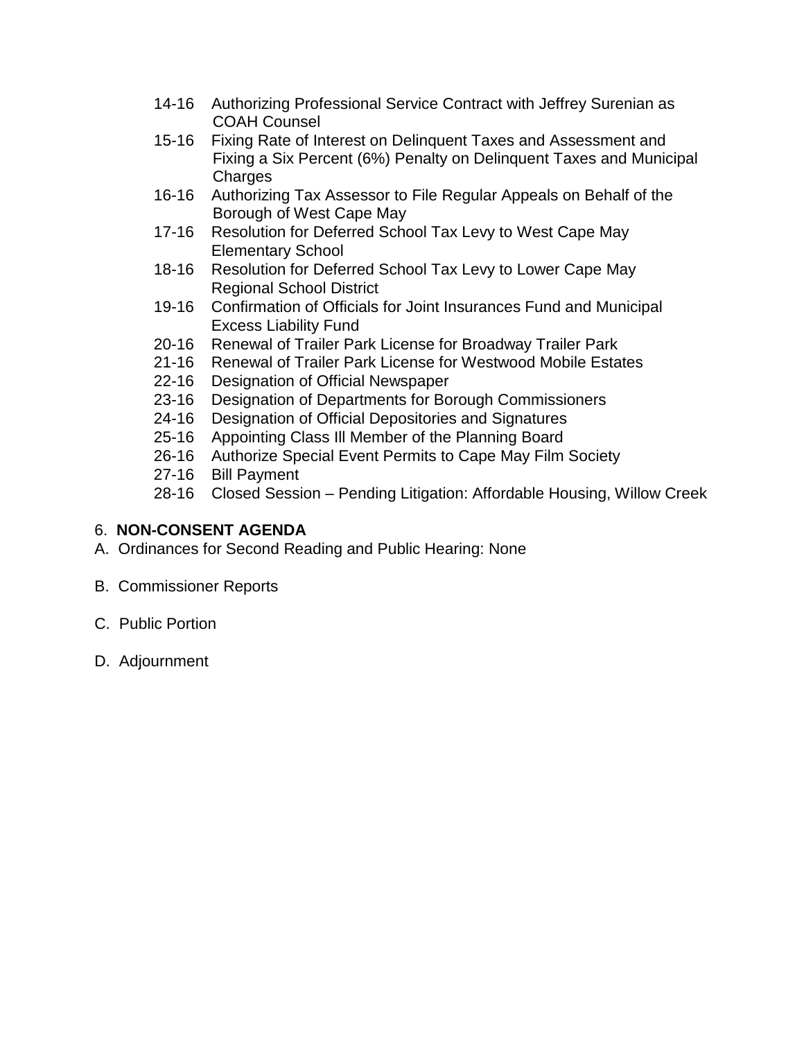14-16 Authorizing Professional Service Contract with Jeffrey Surenian as COAH Counsel
15-16 Fixing Rate of Interest on Delinquent Taxes and Assessment and Fixing a Six Percent (6%) Penalty on Delinquent Taxes and Municipal Charges
16-16 Authorizing Tax Assessor to File Regular Appeals on Behalf of the Borough of West Cape May
17-16 Resolution for Deferred School Tax Levy to West Cape May Elementary School
18-16 Resolution for Deferred School Tax Levy to Lower Cape May Regional School District
19-16 Confirmation of Officials for Joint Insurances Fund and Municipal Excess Liability Fund
20-16 Renewal of Trailer Park License for Broadway Trailer Park
21-16 Renewal of Trailer Park License for Westwood Mobile Estates
22-16 Designation of Official Newspaper
23-16 Designation of Departments for Borough Commissioners
24-16 Designation of Official Depositories and Signatures
25-16 Appointing Class Ill Member of the Planning Board
26-16 Authorize Special Event Permits to Cape May Film Society
27-16 Bill Payment
28-16 Closed Session – Pending Litigation: Affordable Housing, Willow Creek

6. **NON-CONSENT AGENDA**

A. Ordinances for Second Reading and Public Hearing: None

B. Commissioner Reports

C. Public Portion

D. Adjournment